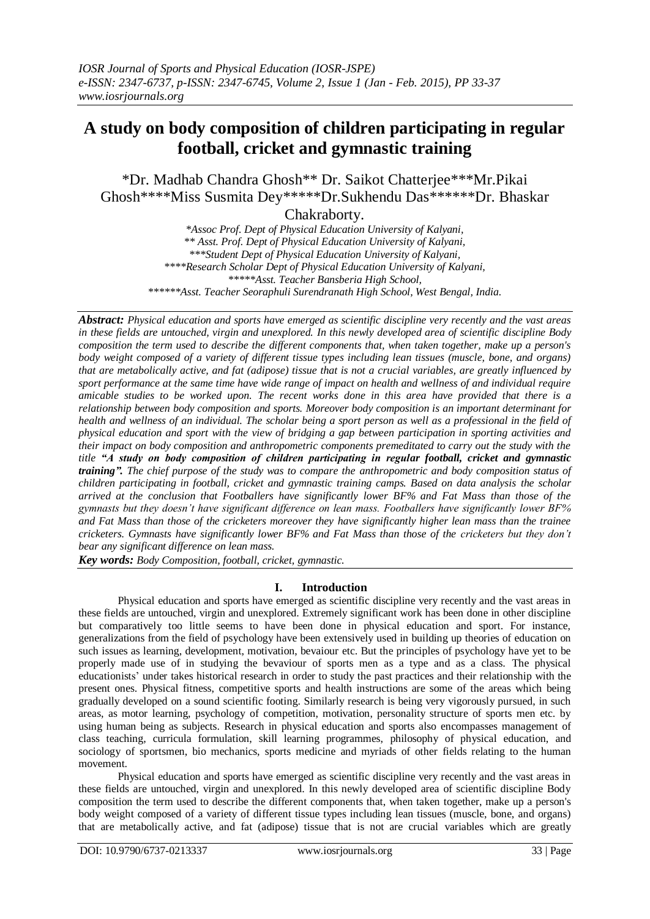# A study on body composition of children participating in regular football, cricket and gymnastic training

*Dr. Madhab Chandra Ghosh** Dr. Saikot Chatterjee***Mr.Pikai Ghosh****Miss Susmita Dey*****Dr.Sukhendu Das******Dr. Bhaskar Chakraborty.

*\*Assoc Prof. Dept of Physical Education University of Kalyani,*
*\*\* Asst. Prof. Dept of Physical Education University of Kalyani,*
*\*\*\*Student Dept of Physical Education University of Kalyani,*
*\*\*\*\*Research Scholar Dept of Physical Education University of Kalyani,*
*\*\*\*\*\*Asst. Teacher Bansberia High School,*
*\*\*\*\*\*\*Asst. Teacher Seoraphuli Surendranath High School, West Bengal, India.*

***Abstract:*** *Physical education and sports have emerged as scientific discipline very recently and the vast areas in these fields are untouched, virgin and unexplored. In this newly developed area of scientific discipline Body composition the term used to describe the different components that, when taken together, make up a person's body weight composed of a variety of different tissue types including lean tissues (muscle, bone, and organs) that are metabolically active, and fat (adipose) tissue that is not a crucial variables, are greatly influenced by sport performance at the same time have wide range of impact on health and wellness of and individual require amicable studies to be worked upon. The recent works done in this area have provided that there is a relationship between body composition and sports. Moreover body composition is an important determinant for health and wellness of an individual. The scholar being a sport person as well as a professional in the field of physical education and sport with the view of bridging a gap between participation in sporting activities and their impact on body composition and anthropometric components premeditated to carry out the study with the title **"A study on body composition of children participating in regular football, cricket and gymnastic training".** The chief purpose of the study was to compare the anthropometric and body composition status of children participating in football, cricket and gymnastic training camps. Based on data analysis the scholar arrived at the conclusion that Footballers have significantly lower BF% and Fat Mass than those of the gymnasts but they doesn't have significant difference on lean mass. Footballers have significantly lower BF% and Fat Mass than those of the cricketers moreover they have significantly higher lean mass than the trainee cricketers. Gymnasts have significantly lower BF% and Fat Mass than those of the cricketers but they don't bear any significant difference on lean mass.*

***Key words:*** *Body Composition, football, cricket, gymnastic.*

## I. Introduction

Physical education and sports have emerged as scientific discipline very recently and the vast areas in these fields are untouched, virgin and unexplored. Extremely significant work has been done in other discipline but comparatively too little seems to have been done in physical education and sport. For instance, generalizations from the field of psychology have been extensively used in building up theories of education on such issues as learning, development, motivation, bevaiour etc. But the principles of psychology have yet to be properly made use of in studying the bevaviour of sports men as a type and as a class. The physical educationists' under takes historical research in order to study the past practices and their relationship with the present ones. Physical fitness, competitive sports and health instructions are some of the areas which being gradually developed on a sound scientific footing. Similarly research is being very vigorously pursued, in such areas, as motor learning, psychology of competition, motivation, personality structure of sports men etc. by using human being as subjects. Research in physical education and sports also encompasses management of class teaching, curricula formulation, skill learning programmes, philosophy of physical education, and sociology of sportsmen, bio mechanics, sports medicine and myriads of other fields relating to the human movement.

Physical education and sports have emerged as scientific discipline very recently and the vast areas in these fields are untouched, virgin and unexplored. In this newly developed area of scientific discipline Body composition the term used to describe the different components that, when taken together, make up a person's body weight composed of a variety of different tissue types including lean tissues (muscle, bone, and organs) that are metabolically active, and fat (adipose) tissue that is not are crucial variables which are greatly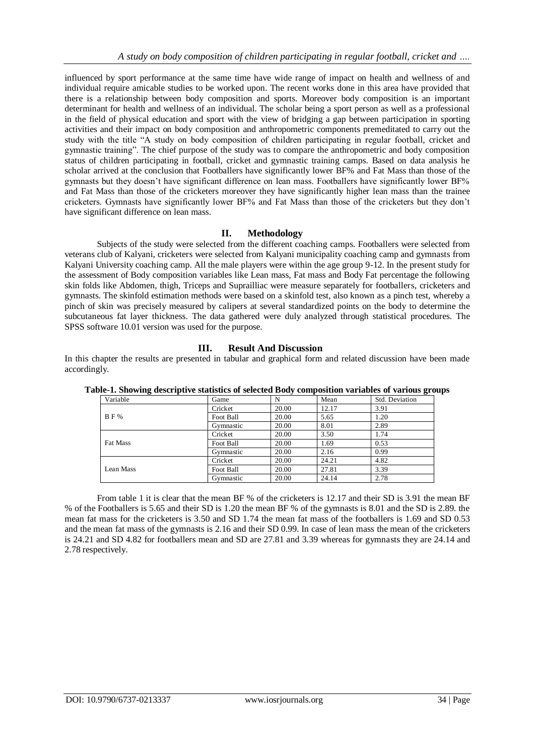influenced by sport performance at the same time have wide range of impact on health and wellness of and individual require amicable studies to be worked upon. The recent works done in this area have provided that there is a relationship between body composition and sports. Moreover body composition is an important determinant for health and wellness of an individual. The scholar being a sport person as well as a professional in the field of physical education and sport with the view of bridging a gap between participation in sporting activities and their impact on body composition and anthropometric components premeditated to carry out the study with the title "A study on body composition of children participating in regular football, cricket and gymnastic training". The chief purpose of the study was to compare the anthropometric and body composition status of children participating in football, cricket and gymnastic training camps. Based on data analysis he scholar arrived at the conclusion that Footballers have significantly lower BF% and Fat Mass than those of the gymnasts but they doesn't have significant difference on lean mass. Footballers have significantly lower BF% and Fat Mass than those of the cricketers moreover they have significantly higher lean mass than the trainee cricketers. Gymnasts have significantly lower BF% and Fat Mass than those of the cricketers but they don't have significant difference on lean mass.

## II. Methodology

Subjects of the study were selected from the different coaching camps. Footballers were selected from veterans club of Kalyani, cricketers were selected from Kalyani municipality coaching camp and gymnasts from Kalyani University coaching camp. All the male players were within the age group 9-12. In the present study for the assessment of Body composition variables like Lean mass, Fat mass and Body Fat percentage the following skin folds like Abdomen, thigh, Triceps and Suprailliac were measure separately for footballers, cricketers and gymnasts. The skinfold estimation methods were based on a skinfold test, also known as a pinch test, whereby a pinch of skin was precisely measured by calipers at several standardized points on the body to determine the subcutaneous fat layer thickness. The data gathered were duly analyzed through statistical procedures. The SPSS software 10.01 version was used for the purpose.

## III. Result And Discussion

In this chapter the results are presented in tabular and graphical form and related discussion have been made accordingly.

**Table-1. Showing descriptive statistics of selected Body composition variables of various groups**

| Variable | Game | N | Mean | Std. Deviation |
|---|---|---|---|---|
| B F % | Cricket | 20.00 | 12.17 | 3.91 |
| | Foot Ball | 20.00 | 5.65 | 1.20 |
| | Gymnastic | 20.00 | 8.01 | 2.89 |
| Fat Mass | Cricket | 20.00 | 3.50 | 1.74 |
| | Foot Ball | 20.00 | 1.69 | 0.53 |
| | Gymnastic | 20.00 | 2.16 | 0.99 |
| Lean Mass | Cricket | 20.00 | 24.21 | 4.82 |
| | Foot Ball | 20.00 | 27.81 | 3.39 |
| | Gymnastic | 20.00 | 24.14 | 2.78 |

From table 1 it is clear that the mean BF % of the cricketers is 12.17 and their SD is 3.91 the mean BF % of the Footballers is 5.65 and their SD is 1.20 the mean BF % of the gymnasts is 8.01 and the SD is 2.89. the mean fat mass for the cricketers is 3.50 and SD 1.74 the mean fat mass of the footballers is 1.69 and SD 0.53 and the mean fat mass of the gymnasts is 2.16 and their SD 0.99. In case of lean mass the mean of the cricketers is 24.21 and SD 4.82 for footballers mean and SD are 27.81 and 3.39 whereas for gymnasts they are 24.14 and 2.78 respectively.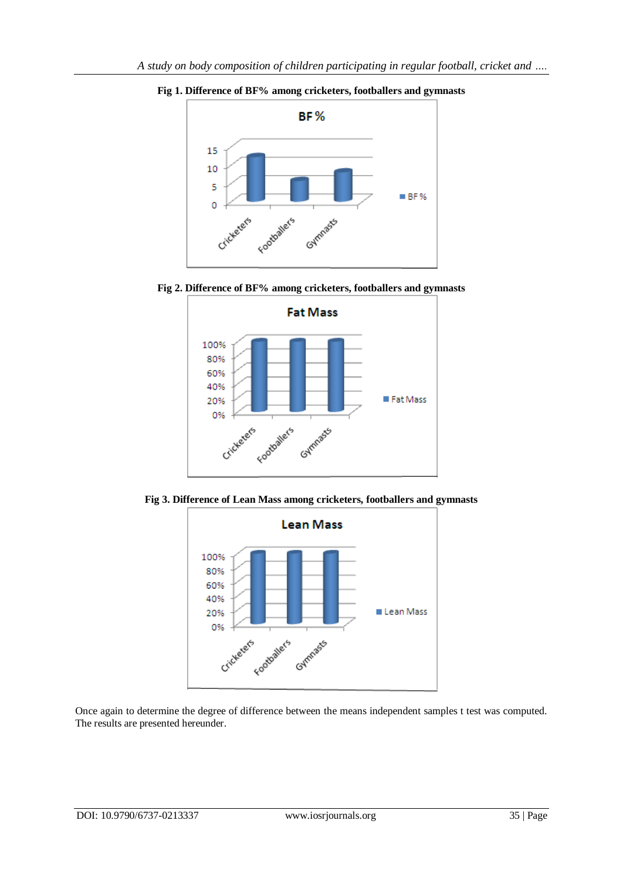**Fig 1. Difference of BF% among cricketers, footballers and gymnasts**

**Fig 2. Difference of BF% among cricketers, footballers and gymnasts**

**Fig 3. Difference of Lean Mass among cricketers, footballers and gymnasts**

Once again to determine the degree of difference between the means independent samples t test was computed. The results are presented hereunder.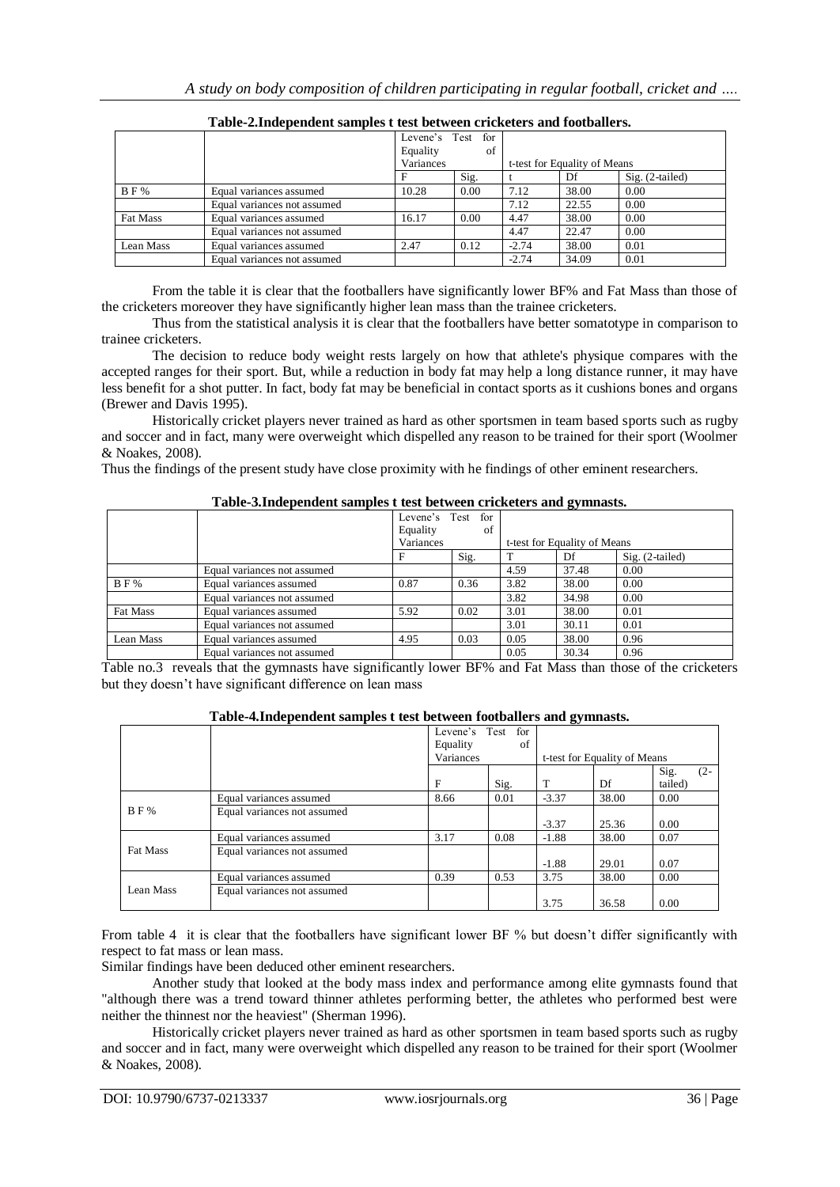**Table-2.Independent samples t test between cricketers and footballers.**

| | | Levene's Test for Equality of Variances | | t-test for Equality of Means | | |
|---|---|---|---|---|---|---|
| | | F | Sig. | t | Df | Sig. (2-tailed) |
| B F % | Equal variances assumed | 10.28 | 0.00 | 7.12 | 38.00 | 0.00 |
| | Equal variances not assumed | | | 7.12 | 22.55 | 0.00 |
| Fat Mass | Equal variances assumed | 16.17 | 0.00 | 4.47 | 38.00 | 0.00 |
| | Equal variances not assumed | | | 4.47 | 22.47 | 0.00 |
| Lean Mass | Equal variances assumed | 2.47 | 0.12 | -2.74 | 38.00 | 0.01 |
| | Equal variances not assumed | | | -2.74 | 34.09 | 0.01 |

From the table it is clear that the footballers have significantly lower BF% and Fat Mass than those of the cricketers moreover they have significantly higher lean mass than the trainee cricketers.

Thus from the statistical analysis it is clear that the footballers have better somatotype in comparison to trainee cricketers.

The decision to reduce body weight rests largely on how that athlete's physique compares with the accepted ranges for their sport. But, while a reduction in body fat may help a long distance runner, it may have less benefit for a shot putter. In fact, body fat may be beneficial in contact sports as it cushions bones and organs (Brewer and Davis 1995).

Historically cricket players never trained as hard as other sportsmen in team based sports such as rugby and soccer and in fact, many were overweight which dispelled any reason to be trained for their sport (Woolmer & Noakes, 2008).

Thus the findings of the present study have close proximity with he findings of other eminent researchers.

**Table-3.Independent samples t test between cricketers and gymnasts.**

| | | Levene's Test for Equality of Variances | | t-test for Equality of Means | | |
|---|---|---|---|---|---|---|
| | | F | Sig. | T | Df | Sig. (2-tailed) |
| | Equal variances not assumed | | | 4.59 | 37.48 | 0.00 |
| B F % | Equal variances assumed | 0.87 | 0.36 | 3.82 | 38.00 | 0.00 |
| | Equal variances not assumed | | | 3.82 | 34.98 | 0.00 |
| Fat Mass | Equal variances assumed | 5.92 | 0.02 | 3.01 | 38.00 | 0.01 |
| | Equal variances not assumed | | | 3.01 | 30.11 | 0.01 |
| Lean Mass | Equal variances assumed | 4.95 | 0.03 | 0.05 | 38.00 | 0.96 |
| | Equal variances not assumed | | | 0.05 | 30.34 | 0.96 |

Table no.3 reveals that the gymnasts have significantly lower BF% and Fat Mass than those of the cricketers but they doesn't have significant difference on lean mass

**Table-4.Independent samples t test between footballers and gymnasts.**

| | | Levene's Test for Equality of Variances | | t-test for Equality of Means | | |
|---|---|---|---|---|---|---|
| | | F | Sig. | T | Df | Sig. (2-tailed) |
| B F % | Equal variances assumed | 8.66 | 0.01 | -3.37 | 38.00 | 0.00 |
| | Equal variances not assumed | | | -3.37 | 25.36 | 0.00 |
| Fat Mass | Equal variances assumed | 3.17 | 0.08 | -1.88 | 38.00 | 0.07 |
| | Equal variances not assumed | | | -1.88 | 29.01 | 0.07 |
| Lean Mass | Equal variances assumed | 0.39 | 0.53 | 3.75 | 38.00 | 0.00 |
| | Equal variances not assumed | | | 3.75 | 36.58 | 0.00 |

From table 4 it is clear that the footballers have significant lower BF % but doesn't differ significantly with respect to fat mass or lean mass.

Similar findings have been deduced other eminent researchers.

Another study that looked at the body mass index and performance among elite gymnasts found that "although there was a trend toward thinner athletes performing better, the athletes who performed best were neither the thinnest nor the heaviest" (Sherman 1996).

Historically cricket players never trained as hard as other sportsmen in team based sports such as rugby and soccer and in fact, many were overweight which dispelled any reason to be trained for their sport (Woolmer & Noakes, 2008).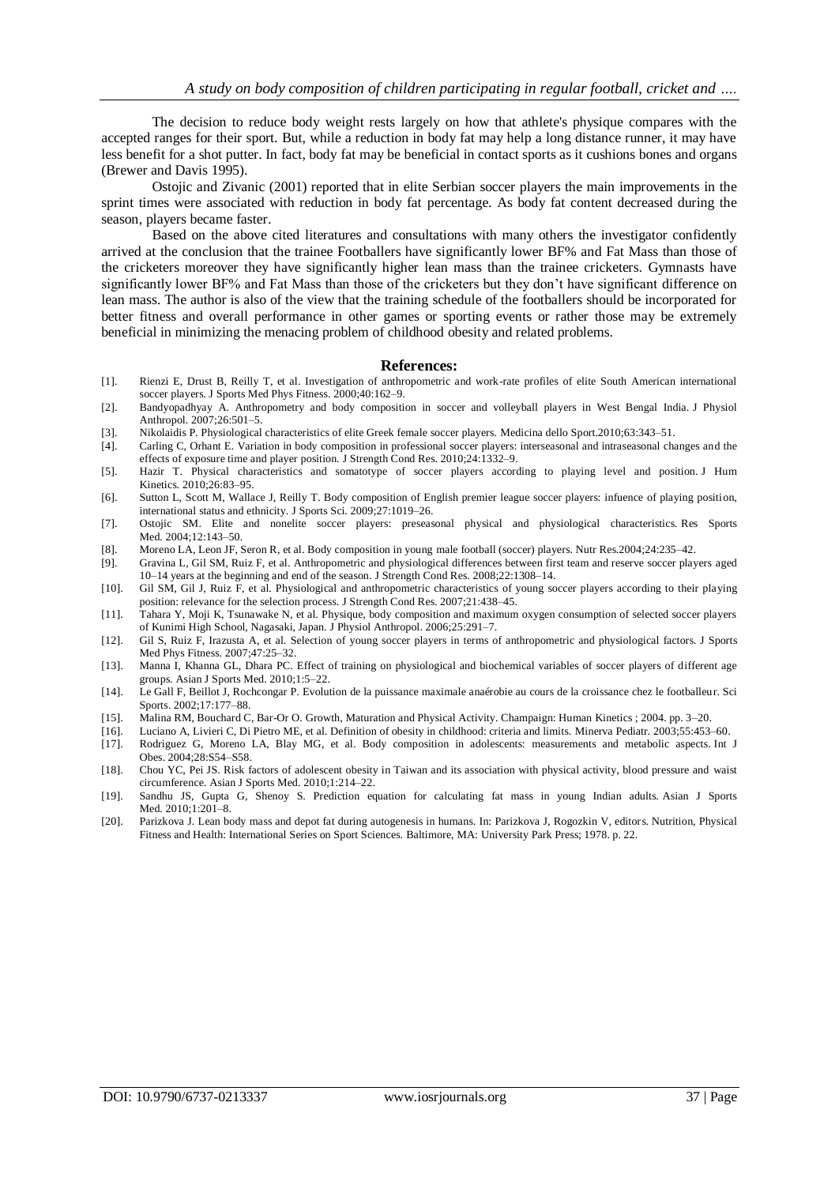The decision to reduce body weight rests largely on how that athlete's physique compares with the accepted ranges for their sport. But, while a reduction in body fat may help a long distance runner, it may have less benefit for a shot putter. In fact, body fat may be beneficial in contact sports as it cushions bones and organs (Brewer and Davis 1995).

Ostojic and Zivanic (2001) reported that in elite Serbian soccer players the main improvements in the sprint times were associated with reduction in body fat percentage. As body fat content decreased during the season, players became faster.

Based on the above cited literatures and consultations with many others the investigator confidently arrived at the conclusion that the trainee Footballers have significantly lower BF% and Fat Mass than those of the cricketers moreover they have significantly higher lean mass than the trainee cricketers. Gymnasts have significantly lower BF% and Fat Mass than those of the cricketers but they don't have significant difference on lean mass. The author is also of the view that the training schedule of the footballers should be incorporated for better fitness and overall performance in other games or sporting events or rather those may be extremely beneficial in minimizing the menacing problem of childhood obesity and related problems.

## References:

[1]. Rienzi E, Drust B, Reilly T, et al. Investigation of anthropometric and work-rate profiles of elite South American international soccer players. J Sports Med Phys Fitness. 2000;40:162–9.

[2]. Bandyopadhyay A. Anthropometry and body composition in soccer and volleyball players in West Bengal India. J Physiol Anthropol. 2007;26:501–5.

[3]. Nikolaidis P. Physiological characteristics of elite Greek female soccer players. Medicina dello Sport.2010;63:343–51.

[4]. Carling C, Orhant E. Variation in body composition in professional soccer players: interseasonal and intraseasonal changes and the effects of exposure time and player position. J Strength Cond Res. 2010;24:1332–9.

[5]. Hazir T. Physical characteristics and somatotype of soccer players according to playing level and position. J Hum Kinetics. 2010;26:83–95.

[6]. Sutton L, Scott M, Wallace J, Reilly T. Body composition of English premier league soccer players: infuence of playing position, international status and ethnicity. J Sports Sci. 2009;27:1019–26.

[7]. Ostojic SM. Elite and nonelite soccer players: preseasonal physical and physiological characteristics. Res Sports Med. 2004;12:143–50.

[8]. Moreno LA, Leon JF, Seron R, et al. Body composition in young male football (soccer) players. Nutr Res.2004;24:235–42.

[9]. Gravina L, Gil SM, Ruiz F, et al. Anthropometric and physiological differences between first team and reserve soccer players aged 10–14 years at the beginning and end of the season. J Strength Cond Res. 2008;22:1308–14.

[10]. Gil SM, Gil J, Ruiz F, et al. Physiological and anthropometric characteristics of young soccer players according to their playing position: relevance for the selection process. J Strength Cond Res. 2007;21:438–45.

[11]. Tahara Y, Moji K, Tsunawake N, et al. Physique, body composition and maximum oxygen consumption of selected soccer players of Kunimi High School, Nagasaki, Japan. J Physiol Anthropol. 2006;25:291–7.

[12]. Gil S, Ruiz F, Irazusta A, et al. Selection of young soccer players in terms of anthropometric and physiological factors. J Sports Med Phys Fitness. 2007;47:25–32.

[13]. Manna I, Khanna GL, Dhara PC. Effect of training on physiological and biochemical variables of soccer players of different age groups. Asian J Sports Med. 2010;1:5–22.

[14]. Le Gall F, Beillot J, Rochcongar P. Evolution de la puissance maximale anaérobie au cours de la croissance chez le footballeur. Sci Sports. 2002;17:177–88.

[15]. Malina RM, Bouchard C, Bar-Or O. Growth, Maturation and Physical Activity. Champaign: Human Kinetics ; 2004. pp. 3–20.

[16]. Luciano A, Livieri C, Di Pietro ME, et al. Definition of obesity in childhood: criteria and limits. Minerva Pediatr. 2003;55:453–60.

[17]. Rodriguez G, Moreno LA, Blay MG, et al. Body composition in adolescents: measurements and metabolic aspects. Int J Obes. 2004;28:S54–S58.

[18]. Chou YC, Pei JS. Risk factors of adolescent obesity in Taiwan and its association with physical activity, blood pressure and waist circumference. Asian J Sports Med. 2010;1:214–22.

[19]. Sandhu JS, Gupta G, Shenoy S. Prediction equation for calculating fat mass in young Indian adults. Asian J Sports Med. 2010;1:201–8.

[20]. Parizkova J. Lean body mass and depot fat during autogenesis in humans. In: Parizkova J, Rogozkin V, editors. Nutrition, Physical Fitness and Health: International Series on Sport Sciences. Baltimore, MA: University Park Press; 1978. p. 22.